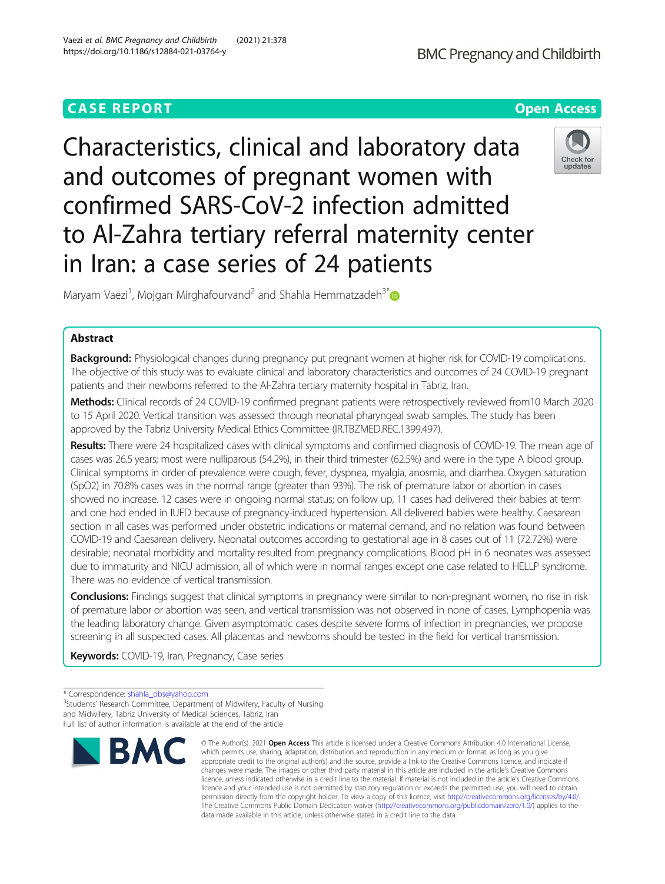CASE REPORT

Open Access

# Characteristics, clinical and laboratory data and outcomes of pregnant women with confirmed SARS-CoV-2 infection admitted to Al-Zahra tertiary referral maternity center in Iran: a case series of 24 patients

Maryam Vaezi[1], Mojgan Mirghafourvand[2] and Shahla Hemmatzadeh[3*]

## Abstract

**Background:** Physiological changes during pregnancy put pregnant women at higher risk for COVID-19 complications. The objective of this study was to evaluate clinical and laboratory characteristics and outcomes of 24 COVID-19 pregnant patients and their newborns referred to the Al-Zahra tertiary maternity hospital in Tabriz, Iran.

**Methods:** Clinical records of 24 COVID-19 confirmed pregnant patients were retrospectively reviewed from10 March 2020 to 15 April 2020. Vertical transition was assessed through neonatal pharyngeal swab samples. The study has been approved by the Tabriz University Medical Ethics Committee (IR.TBZMED.REC.1399.497).

**Results:** There were 24 hospitalized cases with clinical symptoms and confirmed diagnosis of COVID-19. The mean age of cases was 26.5 years; most were nulliparous (54.2%), in their third trimester (62.5%) and were in the type A blood group. Clinical symptoms in order of prevalence were cough, fever, dyspnea, myalgia, anosmia, and diarrhea. Oxygen saturation (SpO2) in 70.8% cases was in the normal range (greater than 93%). The risk of premature labor or abortion in cases showed no increase. 12 cases were in ongoing normal status; on follow up, 11 cases had delivered their babies at term and one had ended in IUFD because of pregnancy-induced hypertension. All delivered babies were healthy. Caesarean section in all cases was performed under obstetric indications or maternal demand, and no relation was found between COVID-19 and Caesarean delivery. Neonatal outcomes according to gestational age in 8 cases out of 11 (72.72%) were desirable; neonatal morbidity and mortality resulted from pregnancy complications. Blood pH in 6 neonates was assessed due to immaturity and NICU admission, all of which were in normal ranges except one case related to HELLP syndrome. There was no evidence of vertical transmission.

**Conclusions:** Findings suggest that clinical symptoms in pregnancy were similar to non-pregnant women, no rise in risk of premature labor or abortion was seen, and vertical transmission was not observed in none of cases. Lymphopenia was the leading laboratory change. Given asymptomatic cases despite severe forms of infection in pregnancies, we propose screening in all suspected cases. All placentas and newborns should be tested in the field for vertical transmission.

**Keywords:** COVID-19, Iran, Pregnancy, Case series

\* Correspondence: shahla_obs@yahoo.com
[3]Students' Research Committee, Department of Midwifery, Faculty of Nursing and Midwifery, Tabriz University of Medical Sciences, Tabriz, Iran
Full list of author information is available at the end of the article

© The Author(s). 2021 **Open Access** This article is licensed under a Creative Commons Attribution 4.0 International License, which permits use, sharing, adaptation, distribution and reproduction in any medium or format, as long as you give appropriate credit to the original author(s) and the source, provide a link to the Creative Commons licence, and indicate if changes were made. The images or other third party material in this article are included in the article's Creative Commons licence, unless indicated otherwise in a credit line to the material. If material is not included in the article's Creative Commons licence and your intended use is not permitted by statutory regulation or exceeds the permitted use, you will need to obtain permission directly from the copyright holder. To view a copy of this licence, visit http://creativecommons.org/licenses/by/4.0/. The Creative Commons Public Domain Dedication waiver (http://creativecommons.org/publicdomain/zero/1.0/) applies to the data made available in this article, unless otherwise stated in a credit line to the data.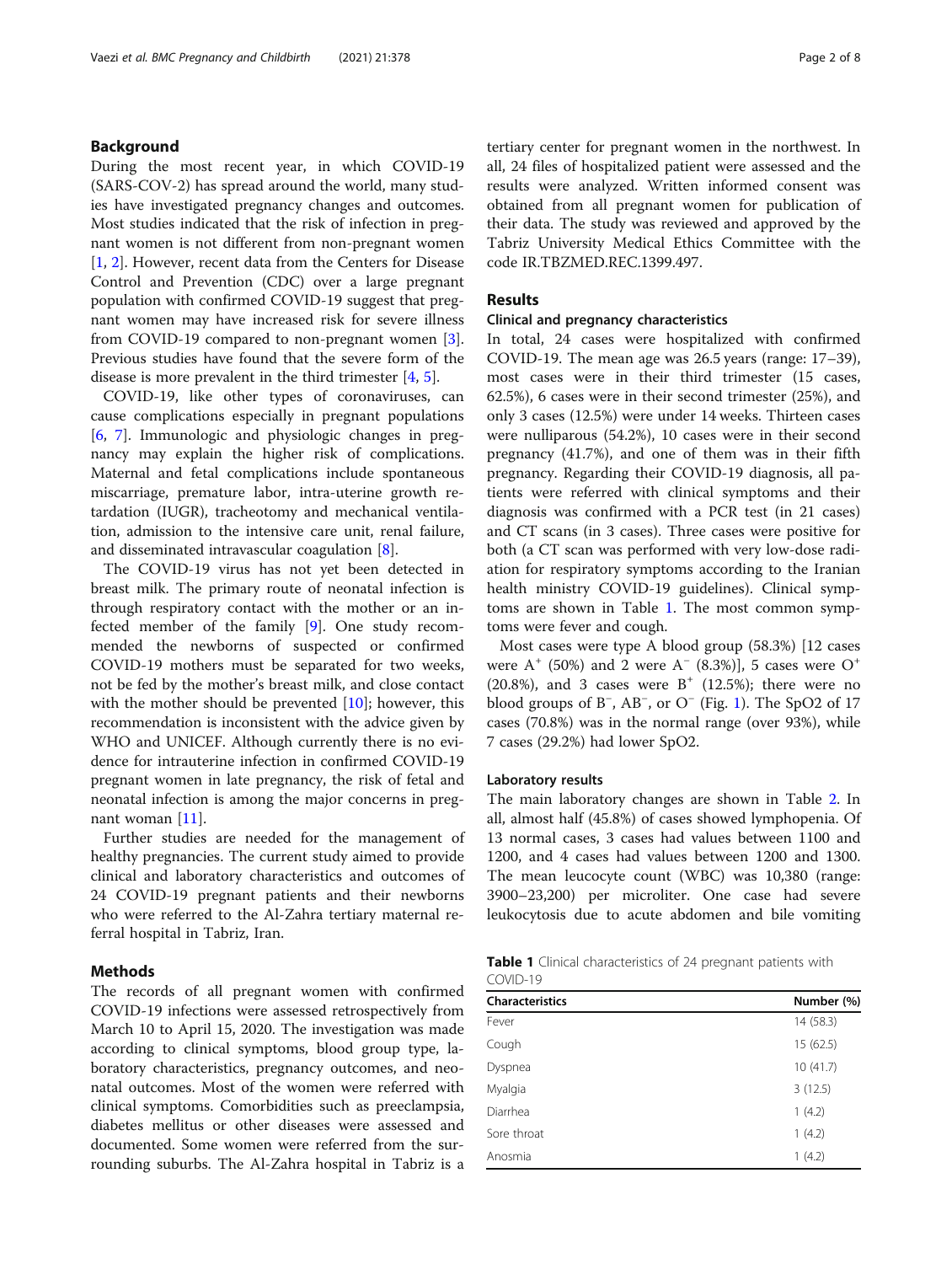## Background

During the most recent year, in which COVID-19 (SARS-COV-2) has spread around the world, many studies have investigated pregnancy changes and outcomes. Most studies indicated that the risk of infection in pregnant women is not different from non-pregnant women [1, 2]. However, recent data from the Centers for Disease Control and Prevention (CDC) over a large pregnant population with confirmed COVID-19 suggest that pregnant women may have increased risk for severe illness from COVID-19 compared to non-pregnant women [3]. Previous studies have found that the severe form of the disease is more prevalent in the third trimester [4, 5].

COVID-19, like other types of coronaviruses, can cause complications especially in pregnant populations [6, 7]. Immunologic and physiologic changes in pregnancy may explain the higher risk of complications. Maternal and fetal complications include spontaneous miscarriage, premature labor, intra-uterine growth retardation (IUGR), tracheotomy and mechanical ventilation, admission to the intensive care unit, renal failure, and disseminated intravascular coagulation [8].

The COVID-19 virus has not yet been detected in breast milk. The primary route of neonatal infection is through respiratory contact with the mother or an infected member of the family [9]. One study recommended the newborns of suspected or confirmed COVID-19 mothers must be separated for two weeks, not be fed by the mother's breast milk, and close contact with the mother should be prevented [10]; however, this recommendation is inconsistent with the advice given by WHO and UNICEF. Although currently there is no evidence for intrauterine infection in confirmed COVID-19 pregnant women in late pregnancy, the risk of fetal and neonatal infection is among the major concerns in pregnant woman [11].

Further studies are needed for the management of healthy pregnancies. The current study aimed to provide clinical and laboratory characteristics and outcomes of 24 COVID-19 pregnant patients and their newborns who were referred to the Al-Zahra tertiary maternal referral hospital in Tabriz, Iran.

## Methods

The records of all pregnant women with confirmed COVID-19 infections were assessed retrospectively from March 10 to April 15, 2020. The investigation was made according to clinical symptoms, blood group type, laboratory characteristics, pregnancy outcomes, and neonatal outcomes. Most of the women were referred with clinical symptoms. Comorbidities such as preeclampsia, diabetes mellitus or other diseases were assessed and documented. Some women were referred from the surrounding suburbs. The Al-Zahra hospital in Tabriz is a tertiary center for pregnant women in the northwest. In all, 24 files of hospitalized patient were assessed and the results were analyzed. Written informed consent was obtained from all pregnant women for publication of their data. The study was reviewed and approved by the Tabriz University Medical Ethics Committee with the code IR.TBZMED.REC.1399.497.

## Results

### Clinical and pregnancy characteristics

In total, 24 cases were hospitalized with confirmed COVID-19. The mean age was 26.5 years (range: 17–39), most cases were in their third trimester (15 cases, 62.5%), 6 cases were in their second trimester (25%), and only 3 cases (12.5%) were under 14 weeks. Thirteen cases were nulliparous (54.2%), 10 cases were in their second pregnancy (41.7%), and one of them was in their fifth pregnancy. Regarding their COVID-19 diagnosis, all patients were referred with clinical symptoms and their diagnosis was confirmed with a PCR test (in 21 cases) and CT scans (in 3 cases). Three cases were positive for both (a CT scan was performed with very low-dose radiation for respiratory symptoms according to the Iranian health ministry COVID-19 guidelines). Clinical symptoms are shown in Table 1. The most common symptoms were fever and cough.

Most cases were type A blood group (58.3%) [12 cases were $A^+$ (50%) and 2 were $A^-$ (8.3%)], 5 cases were $O^+$ (20.8%), and 3 cases were $B^+$ (12.5%); there were no blood groups of $B^-$, $AB^-$, or $O^-$ (Fig. 1). The SpO2 of 17 cases (70.8%) was in the normal range (over 93%), while 7 cases (29.2%) had lower SpO2.

### Laboratory results

The main laboratory changes are shown in Table 2. In all, almost half (45.8%) of cases showed lymphopenia. Of 13 normal cases, 3 cases had values between 1100 and 1200, and 4 cases had values between 1200 and 1300. The mean leucocyte count (WBC) was 10,380 (range: 3900–23,200) per microliter. One case had severe leukocytosis due to acute abdomen and bile vomiting

**Table 1** Clinical characteristics of 24 pregnant patients with COVID-19

| Characteristics | Number (%) |
|---|---|
| Fever | 14 (58.3) |
| Cough | 15 (62.5) |
| Dyspnea | 10 (41.7) |
| Myalgia | 3 (12.5) |
| Diarrhea | 1 (4.2) |
| Sore throat | 1 (4.2) |
| Anosmia | 1 (4.2) |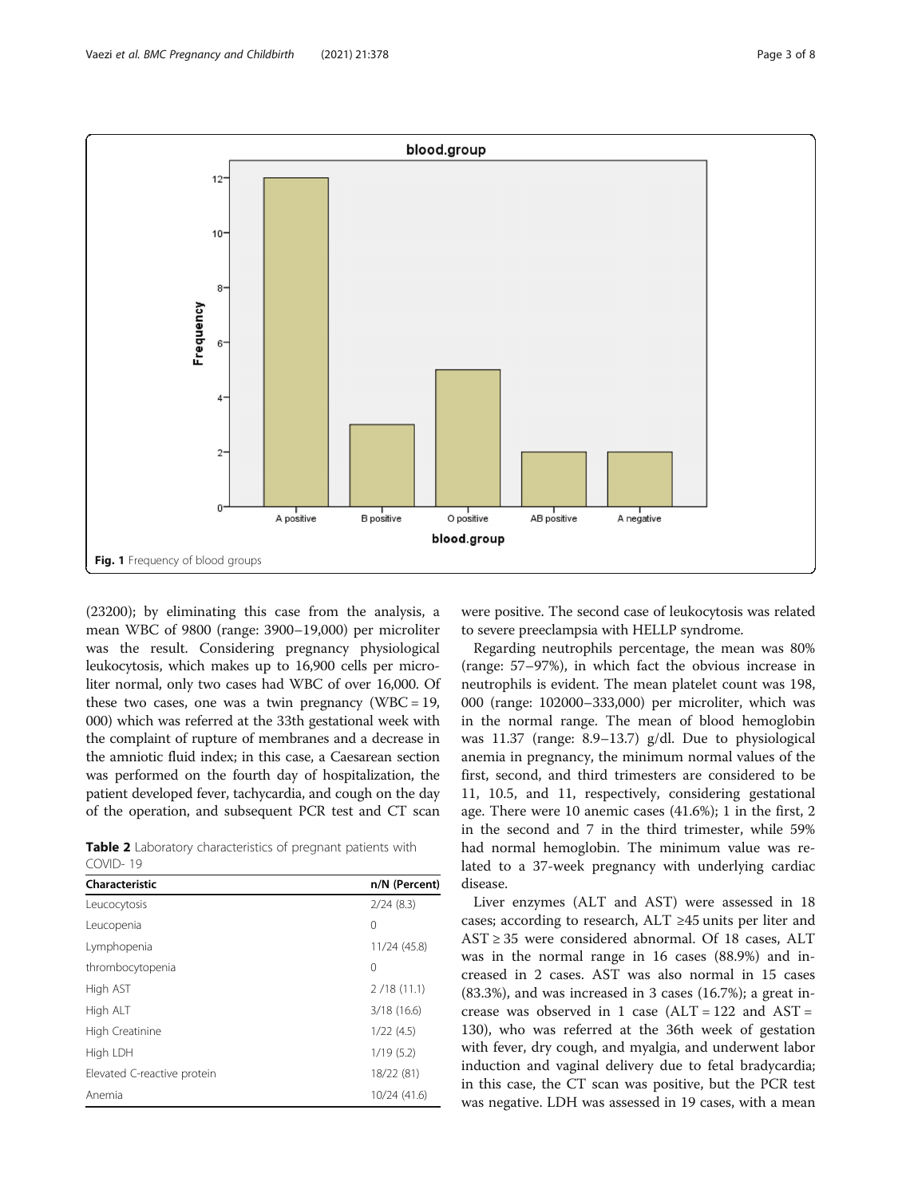Fig. 1 Frequency of blood groups

(23200); by eliminating this case from the analysis, a mean WBC of 9800 (range: 3900–19,000) per microliter was the result. Considering pregnancy physiological leukocytosis, which makes up to 16,900 cells per microliter normal, only two cases had WBC of over 16,000. Of these two cases, one was a twin pregnancy (WBC = 19, 000) which was referred at the 33th gestational week with the complaint of rupture of membranes and a decrease in the amniotic fluid index; in this case, a Caesarean section was performed on the fourth day of hospitalization, the patient developed fever, tachycardia, and cough on the day of the operation, and subsequent PCR test and CT scan were positive. The second case of leukocytosis was related to severe preeclampsia with HELLP syndrome.

Regarding neutrophils percentage, the mean was 80% (range: 57–97%), in which fact the obvious increase in neutrophils is evident. The mean platelet count was 198, 000 (range: 102000–333,000) per microliter, which was in the normal range. The mean of blood hemoglobin was 11.37 (range: 8.9–13.7) g/dl. Due to physiological anemia in pregnancy, the minimum normal values of the first, second, and third trimesters are considered to be 11, 10.5, and 11, respectively, considering gestational age. There were 10 anemic cases (41.6%); 1 in the first, 2 in the second and 7 in the third trimester, while 59% had normal hemoglobin. The minimum value was related to a 37-week pregnancy with underlying cardiac disease.

Liver enzymes (ALT and AST) were assessed in 18 cases; according to research, ALT ≥45 units per liter and AST ≥ 35 were considered abnormal. Of 18 cases, ALT was in the normal range in 16 cases (88.9%) and increased in 2 cases. AST was also normal in 15 cases (83.3%), and was increased in 3 cases (16.7%); a great increase was observed in 1 case (ALT = 122 and AST = 130), who was referred at the 36th week of gestation with fever, dry cough, and myalgia, and underwent labor induction and vaginal delivery due to fetal bradycardia; in this case, the CT scan was positive, but the PCR test was negative. LDH was assessed in 19 cases, with a mean

**Table 2** Laboratory characteristics of pregnant patients with COVID- 19

| Characteristic | n/N (Percent) |
|---|---|
| Leucocytosis | 2/24 (8.3) |
| Leucopenia | 0 |
| Lymphopenia | 11/24 (45.8) |
| thrombocytopenia | 0 |
| High AST | 2 /18 (11.1) |
| High ALT | 3/18 (16.6) |
| High Creatinine | 1/22 (4.5) |
| High LDH | 1/19 (5.2) |
| Elevated C-reactive protein | 18/22 (81) |
| Anemia | 10/24 (41.6) |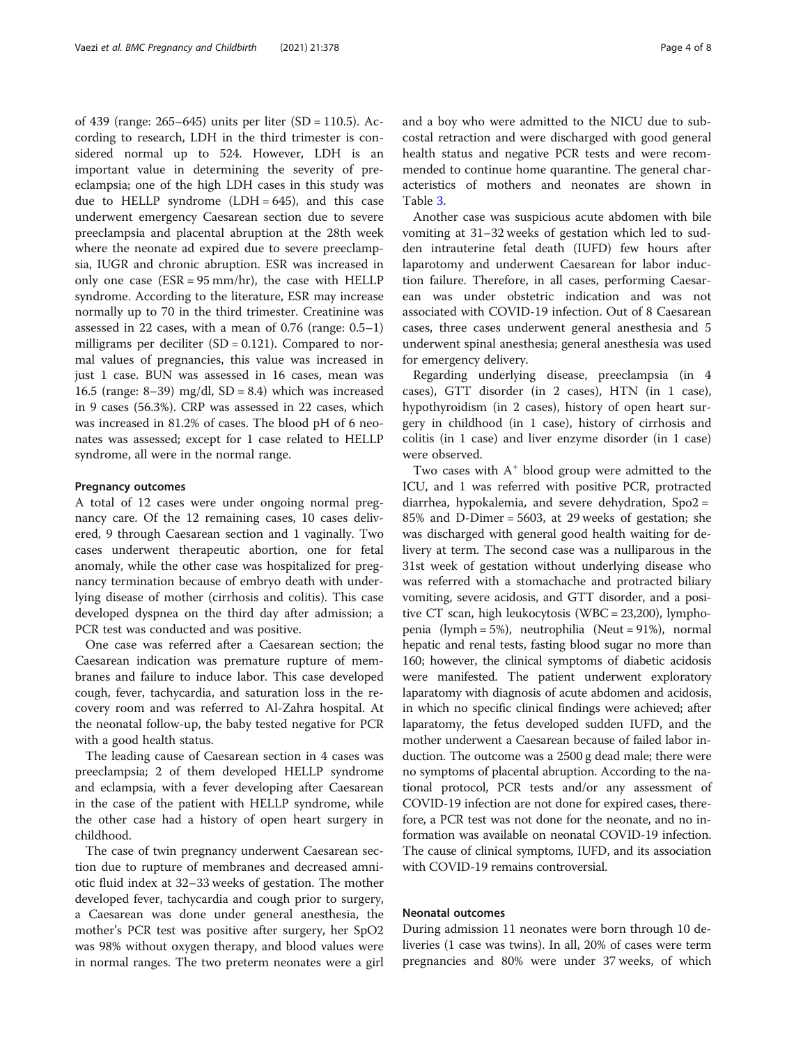of 439 (range: 265–645) units per liter (SD = 110.5). According to research, LDH in the third trimester is considered normal up to 524. However, LDH is an important value in determining the severity of preeclampsia; one of the high LDH cases in this study was due to HELLP syndrome (LDH = 645), and this case underwent emergency Caesarean section due to severe preeclampsia and placental abruption at the 28th week where the neonate ad expired due to severe preeclampsia, IUGR and chronic abruption. ESR was increased in only one case (ESR = 95 mm/hr), the case with HELLP syndrome. According to the literature, ESR may increase normally up to 70 in the third trimester. Creatinine was assessed in 22 cases, with a mean of 0.76 (range: 0.5–1) milligrams per deciliter (SD = 0.121). Compared to normal values of pregnancies, this value was increased in just 1 case. BUN was assessed in 16 cases, mean was 16.5 (range: 8–39) mg/dl, SD = 8.4) which was increased in 9 cases (56.3%). CRP was assessed in 22 cases, which was increased in 81.2% of cases. The blood pH of 6 neonates was assessed; except for 1 case related to HELLP syndrome, all were in the normal range.

#### Pregnancy outcomes

A total of 12 cases were under ongoing normal pregnancy care. Of the 12 remaining cases, 10 cases delivered, 9 through Caesarean section and 1 vaginally. Two cases underwent therapeutic abortion, one for fetal anomaly, while the other case was hospitalized for pregnancy termination because of embryo death with underlying disease of mother (cirrhosis and colitis). This case developed dyspnea on the third day after admission; a PCR test was conducted and was positive.

One case was referred after a Caesarean section; the Caesarean indication was premature rupture of membranes and failure to induce labor. This case developed cough, fever, tachycardia, and saturation loss in the recovery room and was referred to Al-Zahra hospital. At the neonatal follow-up, the baby tested negative for PCR with a good health status.

The leading cause of Caesarean section in 4 cases was preeclampsia; 2 of them developed HELLP syndrome and eclampsia, with a fever developing after Caesarean in the case of the patient with HELLP syndrome, while the other case had a history of open heart surgery in childhood.

The case of twin pregnancy underwent Caesarean section due to rupture of membranes and decreased amniotic fluid index at 32–33 weeks of gestation. The mother developed fever, tachycardia and cough prior to surgery, a Caesarean was done under general anesthesia, the mother's PCR test was positive after surgery, her SpO2 was 98% without oxygen therapy, and blood values were in normal ranges. The two preterm neonates were a girl and a boy who were admitted to the NICU due to subcostal retraction and were discharged with good general health status and negative PCR tests and were recommended to continue home quarantine. The general characteristics of mothers and neonates are shown in Table 3.

Another case was suspicious acute abdomen with bile vomiting at 31–32 weeks of gestation which led to sudden intrauterine fetal death (IUFD) few hours after laparotomy and underwent Caesarean for labor induction failure. Therefore, in all cases, performing Caesarean was under obstetric indication and was not associated with COVID-19 infection. Out of 8 Caesarean cases, three cases underwent general anesthesia and 5 underwent spinal anesthesia; general anesthesia was used for emergency delivery.

Regarding underlying disease, preeclampsia (in 4 cases), GTT disorder (in 2 cases), HTN (in 1 case), hypothyroidism (in 2 cases), history of open heart surgery in childhood (in 1 case), history of cirrhosis and colitis (in 1 case) and liver enzyme disorder (in 1 case) were observed.

Two cases with $A^+$ blood group were admitted to the ICU, and 1 was referred with positive PCR, protracted diarrhea, hypokalemia, and severe dehydration, Spo2 = 85% and D-Dimer = 5603, at 29 weeks of gestation; she was discharged with general good health waiting for delivery at term. The second case was a nulliparous in the 31st week of gestation without underlying disease who was referred with a stomachache and protracted biliary vomiting, severe acidosis, and GTT disorder, and a positive CT scan, high leukocytosis (WBC = 23,200), lymphopenia (lymph = 5%), neutrophilia (Neut = 91%), normal hepatic and renal tests, fasting blood sugar no more than 160; however, the clinical symptoms of diabetic acidosis were manifested. The patient underwent exploratory laparatomy with diagnosis of acute abdomen and acidosis, in which no specific clinical findings were achieved; after laparotomy, the fetus developed sudden IUFD, and the mother underwent a Caesarean because of failed labor induction. The outcome was a 2500 g dead male; there were no symptoms of placental abruption. According to the national protocol, PCR tests and/or any assessment of COVID-19 infection are not done for expired cases, therefore, a PCR test was not done for the neonate, and no information was available on neonatal COVID-19 infection. The cause of clinical symptoms, IUFD, and its association with COVID-19 remains controversial.

#### Neonatal outcomes

During admission 11 neonates were born through 10 deliveries (1 case was twins). In all, 20% of cases were term pregnancies and 80% were under 37 weeks, of which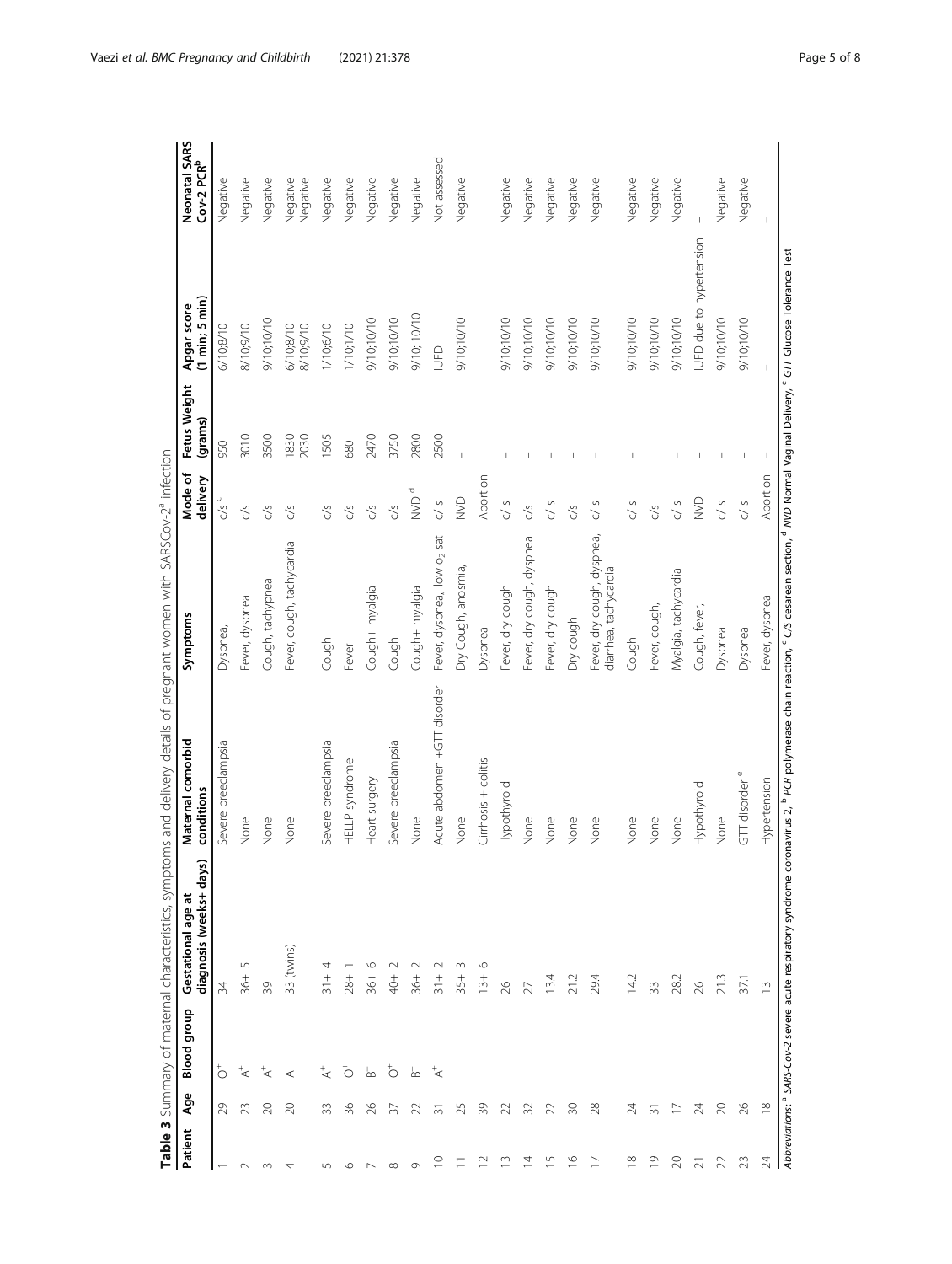**Table 3** Summary of maternal characteristics, symptoms and delivery details of pregnant women with SARSCov-2[a] infection

| Patient | Age | Blood group | Gestational age at diagnosis (weeks+ days) | Maternal comorbid conditions | Symptoms | Mode of delivery | Fetus Weight (grams) | Apgar score (1 min; 5 min) | Neonatal SARS Cov-2 PCR[b] |
|---|---|---|---|---|---|---|---|---|---|
| 1 | 29 | O+ | 34 | Severe preeclampsia | Dyspnea, | c/s [c] | 950 | 6/10;8/10 | Negative |
| 2 | 23 | A+ | 36+ 5 | None | Fever, dyspnea | c/s | 3010 | 8/10;9/10 | Negative |
| 3 | 20 | A+ | 39 | None | Cough, tachypnea | c/s | 3500 | 9/10;10/10 | Negative |
| 4 | 20 | A- | 33 (twins) | None | Fever, cough, tachycardia | c/s | 1830 2030 | 6/10;8/10 8/10;9/10 | Negative Negative |
| 5 | 33 | A+ | 31+ 4 | Severe preeclampsia | Cough | c/s | 1505 | 1/10;6/10 | Negative |
| 6 | 36 | O+ | 28+ 1 | HELLP syndrome | Fever | c/s | 680 | 1/10;1/10 | Negative |
| 7 | 26 | B+ | 36+ 6 | Heart surgery | Cough+ myalgia | c/s | 2470 | 9/10;10/10 | Negative |
| 8 | 37 | O+ | 40+ 2 | Severe preeclampsia | Cough | c/s | 3750 | 9/10;10/10 | Negative |
| 9 | 22 | B+ | 36+ 2 | None | Cough+ myalgia | NVD [d] | 2800 | 9/10; 10/10 | Negative |
| 10 | 31 | A+ | 31+ 2 | Acute abdomen +GTT disorder | Fever, dyspnea,, low $o_2$ sat | c/ s | 2500 | IUFD | Not assessed |
| 11 | 25 | | 35+ 3 | None | Dry Cough, anosmia, | NVD | – | 9/10;10/10 | Negative |
| 12 | 39 | | 13+ 6 | Cirrhosis + colitis | Dyspnea | Abortion | – | – | – |
| 13 | 22 | | 26 | Hypothyroid | Fever, dry cough | c/ s | – | 9/10;10/10 | Negative |
| 14 | 32 | | 27 | None | Fever, dry cough, dyspnea | c/s | – | 9/10;10/10 | Negative |
| 15 | 22 | | 13.4 | None | Fever, dry cough | c/ s | – | 9/10;10/10 | Negative |
| 16 | 30 | | 21.2 | None | Dry cough | c/s | – | 9/10;10/10 | Negative |
| 17 | 28 | | 29.4 | None | Fever, dry cough, dyspnea, diarrhea, tachycardia | c/ s | – | 9/10;10/10 | Negative |
| 18 | 24 | | 14.2 | None | Cough | c/ s | – | 9/10;10/10 | Negative |
| 19 | 31 | | 33 | None | Fever, cough, | c/s | – | 9/10;10/10 | Negative |
| 20 | 17 | | 28.2 | None | Myalgia, tachycardia | c/ s | – | 9/10;10/10 | Negative |
| 21 | 24 | | 26 | Hypothyroid | Cough, fever, | NVD | – | IUFD due to hypertension | – |
| 22 | 20 | | 21.3 | None | Dyspnea | c/ s | – | 9/10;10/10 | Negative |
| 23 | 26 | | 37.1 | GTT disorder [e] | Dyspnea | c/ s | – | 9/10;10/10 | Negative |
| 24 | 18 | | 13 | Hypertension | Fever, dyspnea | Abortion | – | – | – |

Abbreviations: [a] *SARS-Cov-2* severe acute respiratory syndrome coronavirus 2, [b] *PCR* polymerase chain reaction, [c] *C/S* cesarean section, [d] *NVD* Normal Vaginal Delivery, [e] *GTT* Glucose Tolerance Test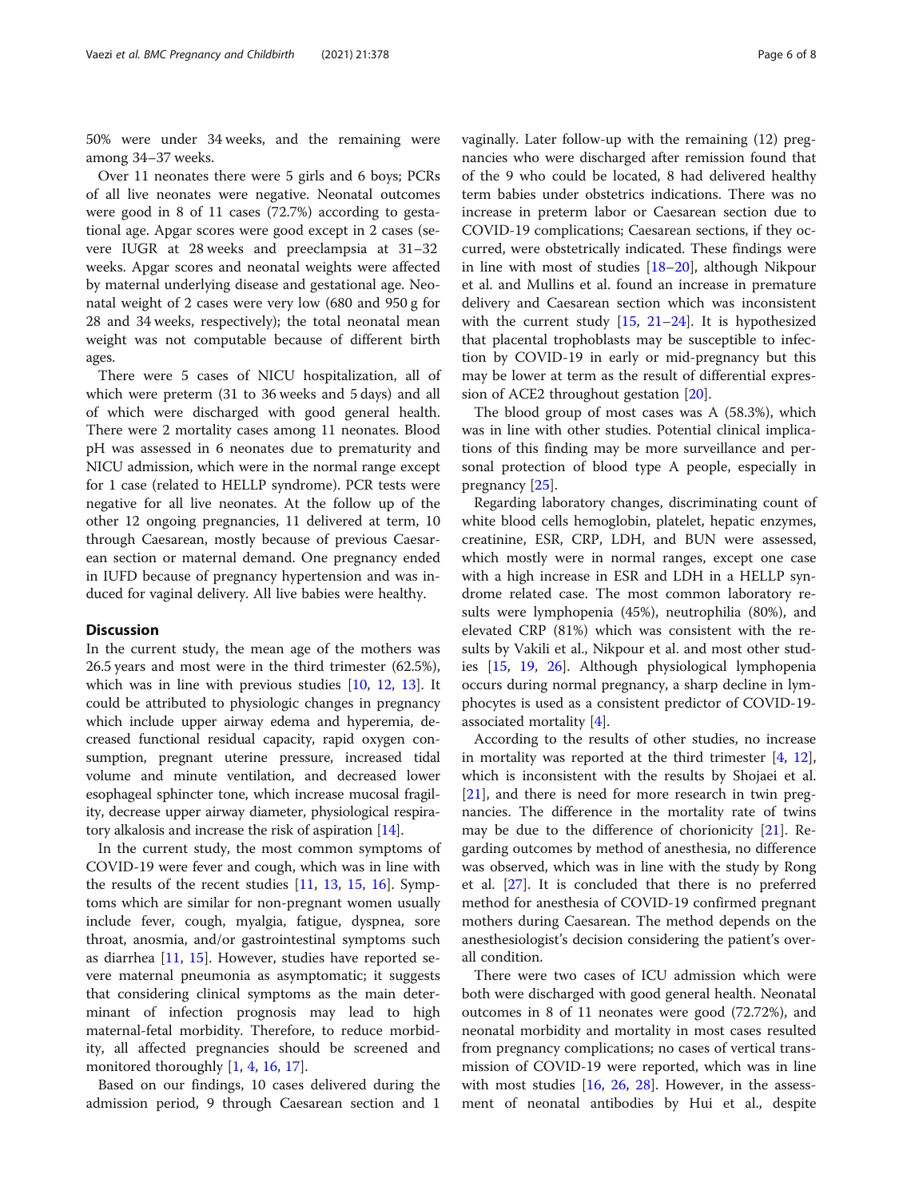50% were under 34 weeks, and the remaining were among 34–37 weeks.

Over 11 neonates there were 5 girls and 6 boys; PCRs of all live neonates were negative. Neonatal outcomes were good in 8 of 11 cases (72.7%) according to gestational age. Apgar scores were good except in 2 cases (severe IUGR at 28 weeks and preeclampsia at 31–32 weeks. Apgar scores and neonatal weights were affected by maternal underlying disease and gestational age. Neonatal weight of 2 cases were very low (680 and 950 g for 28 and 34 weeks, respectively); the total neonatal mean weight was not computable because of different birth ages.

There were 5 cases of NICU hospitalization, all of which were preterm (31 to 36 weeks and 5 days) and all of which were discharged with good general health. There were 2 mortality cases among 11 neonates. Blood pH was assessed in 6 neonates due to prematurity and NICU admission, which were in the normal range except for 1 case (related to HELLP syndrome). PCR tests were negative for all live neonates. At the follow up of the other 12 ongoing pregnancies, 11 delivered at term, 10 through Caesarean, mostly because of previous Caesarean section or maternal demand. One pregnancy ended in IUFD because of pregnancy hypertension and was induced for vaginal delivery. All live babies were healthy.

## Discussion

In the current study, the mean age of the mothers was 26.5 years and most were in the third trimester (62.5%), which was in line with previous studies [10, 12, 13]. It could be attributed to physiologic changes in pregnancy which include upper airway edema and hyperemia, decreased functional residual capacity, rapid oxygen consumption, pregnant uterine pressure, increased tidal volume and minute ventilation, and decreased lower esophageal sphincter tone, which increase mucosal fragility, decrease upper airway diameter, physiological respiratory alkalosis and increase the risk of aspiration [14].

In the current study, the most common symptoms of COVID-19 were fever and cough, which was in line with the results of the recent studies [11, 13, 15, 16]. Symptoms which are similar for non-pregnant women usually include fever, cough, myalgia, fatigue, dyspnea, sore throat, anosmia, and/or gastrointestinal symptoms such as diarrhea [11, 15]. However, studies have reported severe maternal pneumonia as asymptomatic; it suggests that considering clinical symptoms as the main determinant of infection prognosis may lead to high maternal-fetal morbidity. Therefore, to reduce morbidity, all affected pregnancies should be screened and monitored thoroughly [1, 4, 16, 17].

Based on our findings, 10 cases delivered during the admission period, 9 through Caesarean section and 1 vaginally. Later follow-up with the remaining (12) pregnancies who were discharged after remission found that of the 9 who could be located, 8 had delivered healthy term babies under obstetrics indications. There was no increase in preterm labor or Caesarean section due to COVID-19 complications; Caesarean sections, if they occurred, were obstetrically indicated. These findings were in line with most of studies [18–20], although Nikpour et al. and Mullins et al. found an increase in premature delivery and Caesarean section which was inconsistent with the current study [15, 21–24]. It is hypothesized that placental trophoblasts may be susceptible to infection by COVID-19 in early or mid-pregnancy but this may be lower at term as the result of differential expression of ACE2 throughout gestation [20].

The blood group of most cases was A (58.3%), which was in line with other studies. Potential clinical implications of this finding may be more surveillance and personal protection of blood type A people, especially in pregnancy [25].

Regarding laboratory changes, discriminating count of white blood cells hemoglobin, platelet, hepatic enzymes, creatinine, ESR, CRP, LDH, and BUN were assessed, which mostly were in normal ranges, except one case with a high increase in ESR and LDH in a HELLP syndrome related case. The most common laboratory results were lymphopenia (45%), neutrophilia (80%), and elevated CRP (81%) which was consistent with the results by Vakili et al., Nikpour et al. and most other studies [15, 19, 26]. Although physiological lymphopenia occurs during normal pregnancy, a sharp decline in lymphocytes is used as a consistent predictor of COVID-19-associated mortality [4].

According to the results of other studies, no increase in mortality was reported at the third trimester [4, 12], which is inconsistent with the results by Shojaei et al. [21], and there is need for more research in twin pregnancies. The difference in the mortality rate of twins may be due to the difference of chorionicity [21]. Regarding outcomes by method of anesthesia, no difference was observed, which was in line with the study by Rong et al. [27]. It is concluded that there is no preferred method for anesthesia of COVID-19 confirmed pregnant mothers during Caesarean. The method depends on the anesthesiologist's decision considering the patient's overall condition.

There were two cases of ICU admission which were both were discharged with good general health. Neonatal outcomes in 8 of 11 neonates were good (72.72%), and neonatal morbidity and mortality in most cases resulted from pregnancy complications; no cases of vertical transmission of COVID-19 were reported, which was in line with most studies [16, 26, 28]. However, in the assessment of neonatal antibodies by Hui et al., despite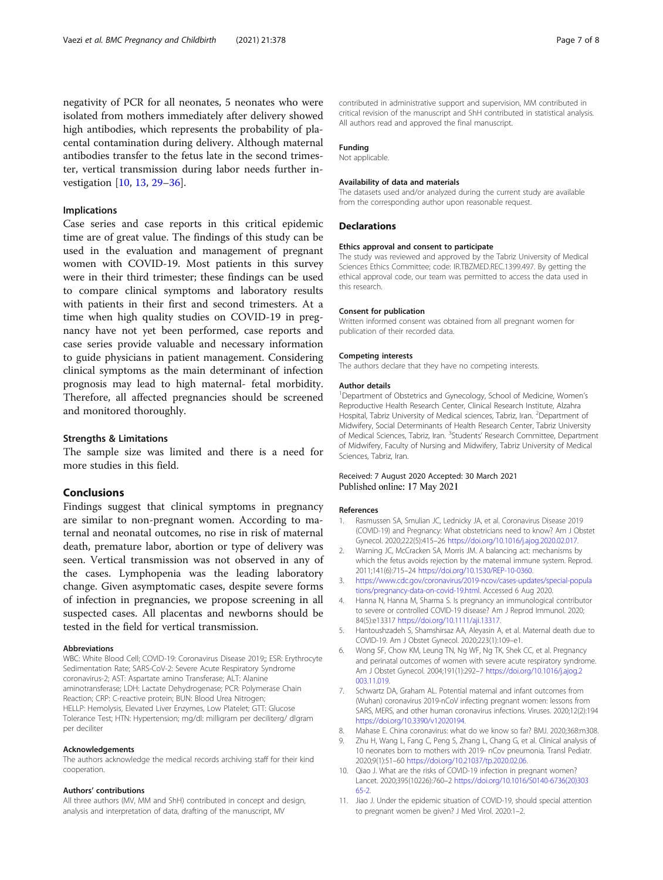negativity of PCR for all neonates, 5 neonates who were isolated from mothers immediately after delivery showed high antibodies, which represents the probability of placental contamination during delivery. Although maternal antibodies transfer to the fetus late in the second trimester, vertical transmission during labor needs further investigation [10, 13, 29–36].

### Implications

Case series and case reports in this critical epidemic time are of great value. The findings of this study can be used in the evaluation and management of pregnant women with COVID-19. Most patients in this survey were in their third trimester; these findings can be used to compare clinical symptoms and laboratory results with patients in their first and second trimesters. At a time when high quality studies on COVID-19 in pregnancy have not yet been performed, case reports and case series provide valuable and necessary information to guide physicians in patient management. Considering clinical symptoms as the main determinant of infection prognosis may lead to high maternal- fetal morbidity. Therefore, all affected pregnancies should be screened and monitored thoroughly.

### Strengths & Limitations

The sample size was limited and there is a need for more studies in this field.

## Conclusions

Findings suggest that clinical symptoms in pregnancy are similar to non-pregnant women. According to maternal and neonatal outcomes, no rise in risk of maternal death, premature labor, abortion or type of delivery was seen. Vertical transmission was not observed in any of the cases. Lymphopenia was the leading laboratory change. Given asymptomatic cases, despite severe forms of infection in pregnancies, we propose screening in all suspected cases. All placentas and newborns should be tested in the field for vertical transmission.

#### Abbreviations

WBC: White Blood Cell; COVID-19: Coronavirus Disease 2019;; ESR: Erythrocyte Sedimentation Rate; SARS-CoV-2: Severe Acute Respiratory Syndrome coronavirus-2; AST: Aspartate amino Transferase; ALT: Alanine aminotransferase; LDH: Lactate Dehydrogenase; PCR: Polymerase Chain Reaction; CRP: C-reactive protein; BUN: Blood Urea Nitrogen; HELLP: Hemolysis, Elevated Liver Enzymes, Low Platelet; GTT: Glucose Tolerance Test; HTN: Hypertension; mg/dl: milligram per deciliterg/ dlgram per deciliter

#### Acknowledgements

The authors acknowledge the medical records archiving staff for their kind cooperation.

#### Authors' contributions

All three authors (MV, MM and ShH) contributed in concept and design, analysis and interpretation of data, drafting of the manuscript, MV contributed in administrative support and supervision, MM contributed in critical revision of the manuscript and ShH contributed in statistical analysis. All authors read and approved the final manuscript.

#### Funding

Not applicable.

#### Availability of data and materials

The datasets used and/or analyzed during the current study are available from the corresponding author upon reasonable request.

## Declarations

#### Ethics approval and consent to participate

The study was reviewed and approved by the Tabriz University of Medical Sciences Ethics Committee; code: IR.TBZMED.REC.1399.497. By getting the ethical approval code, our team was permitted to access the data used in this research.

#### Consent for publication

Written informed consent was obtained from all pregnant women for publication of their recorded data.

#### Competing interests

The authors declare that they have no competing interests.

#### Author details

[1]Department of Obstetrics and Gynecology, School of Medicine, Women's Reproductive Health Research Center, Clinical Research Institute, Alzahra Hospital, Tabriz University of Medical sciences, Tabriz, Iran. [2]Department of Midwifery, Social Determinants of Health Research Center, Tabriz University of Medical Sciences, Tabriz, Iran. [3]Students' Research Committee, Department of Midwifery, Faculty of Nursing and Midwifery, Tabriz University of Medical Sciences, Tabriz, Iran.

Received: 7 August 2020 Accepted: 30 March 2021
Published online: 17 May 2021

#### References

1. Rasmussen SA, Smulian JC, Lednicky JA, et al. Coronavirus Disease 2019 (COVID-19) and Pregnancy: What obstetricians need to know? Am J Obstet Gynecol. 2020;222(5):415–26 https://doi.org/10.1016/j.ajog.2020.02.017.
2. Warning JC, McCracken SA, Morris JM. A balancing act: mechanisms by which the fetus avoids rejection by the maternal immune system. Reprod. 2011;141(6):715–24 https://doi.org/10.1530/REP-10-0360.
3. https://www.cdc.gov/coronavirus/2019-ncov/cases-updates/special-populations/pregnancy-data-on-covid-19.html. Accessed 6 Aug 2020.
4. Hanna N, Hanna M, Sharma S. Is pregnancy an immunological contributor to severe or controlled COVID-19 disease? Am J Reprod Immunol. 2020; 84(5):e13317 https://doi.org/10.1111/aji.13317.
5. Hantoushzadeh S, Shamshirsaz AA, Aleyasin A, et al. Maternal death due to COVID-19. Am J Obstet Gynecol. 2020;223(1):109–e1.
6. Wong SF, Chow KM, Leung TN, Ng WF, Ng TK, Shek CC, et al. Pregnancy and perinatal outcomes of women with severe acute respiratory syndrome. Am J Obstet Gynecol. 2004;191(1):292–7 https://doi.org/10.1016/j.ajog.2003.11.019.
7. Schwartz DA, Graham AL. Potential maternal and infant outcomes from (Wuhan) coronavirus 2019-nCoV infecting pregnant women: lessons from SARS, MERS, and other human coronavirus infections. Viruses. 2020;12(2):194 https://doi.org/10.3390/v12020194.
8. Mahase E. China coronavirus: what do we know so far? BMJ. 2020;368:m308.
9. Zhu H, Wang L, Fang C, Peng S, Zhang L, Chang G, et al. Clinical analysis of 10 neonates born to mothers with 2019- nCov pneumonia. Transl Pediatr. 2020;9(1):51–60 https://doi.org/10.21037/tp.2020.02.06.
10. Qiao J. What are the risks of COVID-19 infection in pregnant women? Lancet. 2020;395(10226):760–2 https://doi.org/10.1016/S0140-6736(20)30365-2.
11. Jiao J. Under the epidemic situation of COVID-19, should special attention to pregnant women be given? J Med Virol. 2020:1–2.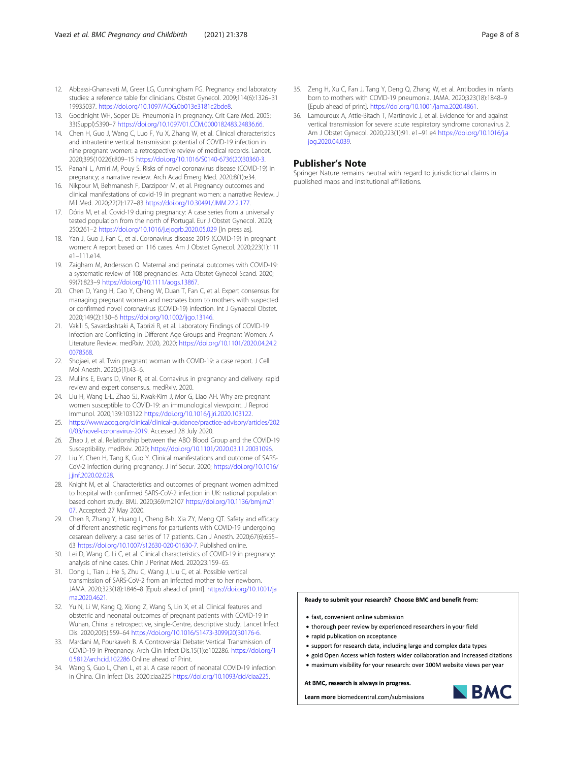12. Abbassi-Ghanavati M, Greer LG, Cunningham FG. Pregnancy and laboratory studies: a reference table for clinicians. Obstet Gynecol. 2009;114(6):1326–31 19935037. https://doi.org/10.1097/AOG.0b013e3181c2bde8.
13. Goodnight WH, Soper DE. Pneumonia in pregnancy. Crit Care Med. 2005; 33(Suppl):S390–7 https://doi.org/10.1097/01.CCM.0000182483.24836.66.
14. Chen H, Guo J, Wang C, Luo F, Yu X, Zhang W, et al. Clinical characteristics and intrauterine vertical transmission potential of COVID-19 infection in nine pregnant women: a retrospective review of medical records. Lancet. 2020;395(10226):809–15 https://doi.org/10.1016/S0140-6736(20)30360-3.
15. Panahi L, Amiri M, Pouy S. Risks of novel coronavirus disease (COVID-19) in pregnancy; a narrative review. Arch Acad Emerg Med. 2020;8(1):e34.
16. Nikpour M, Behmanesh F, Darzipoor M, et al. Pregnancy outcomes and clinical manifestations of covid-19 in pregnant women: a narrative Review. J Mil Med. 2020;22(2):177–83 https://doi.org/10.30491/JMM.22.2.177.
17. Dória M, et al. Covid-19 during pregnancy: A case series from a universally tested population from the north of Portugal. Eur J Obstet Gynecol. 2020; 250:261–2 https://doi.org/10.1016/j.ejogrb.2020.05.029 [In press as].
18. Yan J, Guo J, Fan C, et al. Coronavirus disease 2019 (COVID-19) in pregnant women: A report based on 116 cases. Am J Obstet Gynecol. 2020;223(1):111 e1–111.e14.
19. Zaigham M, Andersson O. Maternal and perinatal outcomes with COVID-19: a systematic review of 108 pregnancies. Acta Obstet Gynecol Scand. 2020; 99(7):823–9 https://doi.org/10.1111/aogs.13867.
20. Chen D, Yang H, Cao Y, Cheng W, Duan T, Fan C, et al. Expert consensus for managing pregnant women and neonates born to mothers with suspected or confirmed novel coronavirus (COVID-19) infection. Int J Gynaecol Obstet. 2020;149(2):130–6 https://doi.org/10.1002/ijgo.13146.
21. Vakili S, Savardashtaki A, Tabrizi R, et al. Laboratory Findings of COVID-19 Infection are Conflicting in Different Age Groups and Pregnant Women: A Literature Review. medRxiv. 2020, 2020; https://doi.org/10.1101/2020.04.24.20078568.
22. Shojaei, et al. Twin pregnant woman with COVID-19: a case report. J Cell Mol Anesth. 2020;5(1):43–6.
23. Mullins E, Evans D, Viner R, et al. Cornavirus in pregnancy and delivery: rapid review and expert consensus. medRxiv. 2020.
24. Liu H, Wang L-L, Zhao SJ, Kwak-Kim J, Mor G, Liao AH. Why are pregnant women susceptible to COVID-19: an immunological viewpoint. J Reprod Immunol. 2020;139:103122 https://doi.org/10.1016/j.jri.2020.103122.
25. https://www.acog.org/clinical/clinical-guidance/practice-advisory/articles/2020/03/novel-coronavirus-2019. Accessed 28 July 2020.
26. Zhao J, et al. Relationship between the ABO Blood Group and the COVID-19 Susceptibility. medRxiv. 2020; https://doi.org/10.1101/2020.03.11.20031096.
27. Liu Y, Chen H, Tang K, Guo Y. Clinical manifestations and outcome of SARS-CoV-2 infection during pregnancy. J Inf Secur. 2020; https://doi.org/10.1016/j.jinf.2020.02.028.
28. Knight M, et al. Characteristics and outcomes of pregnant women admitted to hospital with confirmed SARS-CoV-2 infection in UK: national population based cohort study. BMJ. 2020;369:m2107 https://doi.org/10.1136/bmj.m2107. Accepted: 27 May 2020.
29. Chen R, Zhang Y, Huang L, Cheng B-h, Xia ZY, Meng QT. Safety and efficacy of different anesthetic regimens for parturients with COVID-19 undergoing cesarean delivery: a case series of 17 patients. Can J Anesth. 2020;67(6):655–63 https://doi.org/10.1007/s12630-020-01630-7. Published online.
30. Lei D, Wang C, Li C, et al. Clinical characteristics of COVID-19 in pregnancy: analysis of nine cases. Chin J Perinat Med. 2020;23:159–65.
31. Dong L, Tian J, He S, Zhu C, Wang J, Liu C, et al. Possible vertical transmission of SARS-CoV-2 from an infected mother to her newborn. JAMA. 2020;323(18):1846–8 [Epub ahead of print]. https://doi.org/10.1001/jama.2020.4621.
32. Yu N, Li W, Kang Q, Xiong Z, Wang S, Lin X, et al. Clinical features and obstetric and neonatal outcomes of pregnant patients with COVID-19 in Wuhan, China: a retrospective, single-Centre, descriptive study. Lancet Infect Dis. 2020;20(5):559–64 https://doi.org/10.1016/S1473-3099(20)30176-6.
33. Mardani M, Pourkaveh B. A Controversial Debate: Vertical Transmission of COVID-19 in Pregnancy. Arch Clin Infect Dis.15(1):e102286. https://doi.org/10.5812/archcid.102286 Online ahead of Print.
34. Wang S, Guo L, Chen L, et al. A case report of neonatal COVID-19 infection in China. Clin Infect Dis. 2020:ciaa225 https://doi.org/10.1093/cid/ciaa225.
35. Zeng H, Xu C, Fan J, Tang Y, Deng Q, Zhang W, et al. Antibodies in infants born to mothers with COVID-19 pneumonia. JAMA. 2020;323(18):1848–9 [Epub ahead of print]. https://doi.org/10.1001/jama.2020.4861.
36. Lamouroux A, Attie-Bitach T, Martinovic J, et al. Evidence for and against vertical transmission for severe acute respiratory syndrome coronavirus 2. Am J Obstet Gynecol. 2020;223(1):91. e1–91.e4 https://doi.org/10.1016/j.ajog.2020.04.039.

## Publisher's Note

Springer Nature remains neutral with regard to jurisdictional claims in published maps and institutional affiliations.

**Ready to submit your research? Choose BMC and benefit from:**

- fast, convenient online submission
- thorough peer review by experienced researchers in your field
- rapid publication on acceptance
- support for research data, including large and complex data types
- gold Open Access which fosters wider collaboration and increased citations
- maximum visibility for your research: over 100M website views per year

**At BMC, research is always in progress.**

**Learn more** biomedcentral.com/submissions